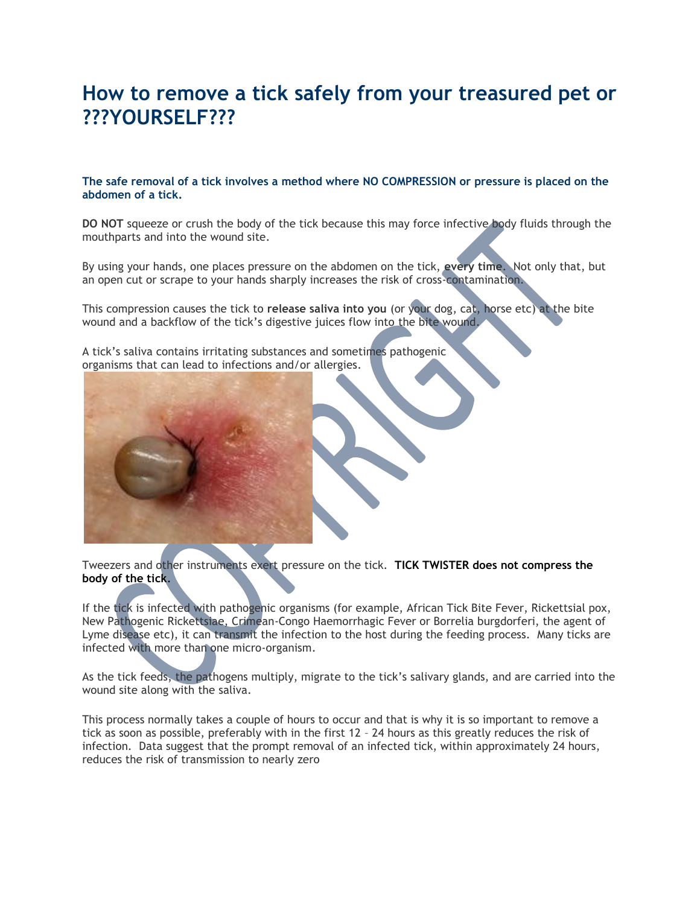# How to remove a tick safely from your treasured pet or ???YOURSELF???

**The safe removal of a tick involves a method where NO COMPRESSION or pressure is placed on the abdomen of a tick.**

**DO NOT** squeeze or crush the body of the tick because this may force infective body fluids through the mouthparts and into the wound site.

By using your hands, one places pressure on the abdomen on the tick, **every time**. Not only that, but an open cut or scrape to your hands sharply increases the risk of cross-contamination.

This compression causes the tick to **release saliva into you** (or your dog, cat, horse etc) at the bite wound and a backflow of the tick's digestive juices flow into the bite wound.

A tick's saliva contains irritating substances and sometimes pathogenic organisms that can lead to infections and/or allergies.

Tweezers and other instruments exert pressure on the tick. **TICK TWISTER does not compress the body of the tick.**

If the tick is infected with pathogenic organisms (for example, African Tick Bite Fever, Rickettsial pox, New Pathogenic Rickettsiae, Crimean-Congo Haemorrhagic Fever or Borrelia burgdorferi, the agent of Lyme disease etc), it can transmit the infection to the host during the feeding process. Many ticks are infected with more than one micro-organism.

As the tick feeds, the pathogens multiply, migrate to the tick's salivary glands, and are carried into the wound site along with the saliva.

This process normally takes a couple of hours to occur and that is why it is so important to remove a tick as soon as possible, preferably with in the first 12 – 24 hours as this greatly reduces the risk of infection. Data suggest that the prompt removal of an infected tick, within approximately 24 hours, reduces the risk of transmission to nearly zero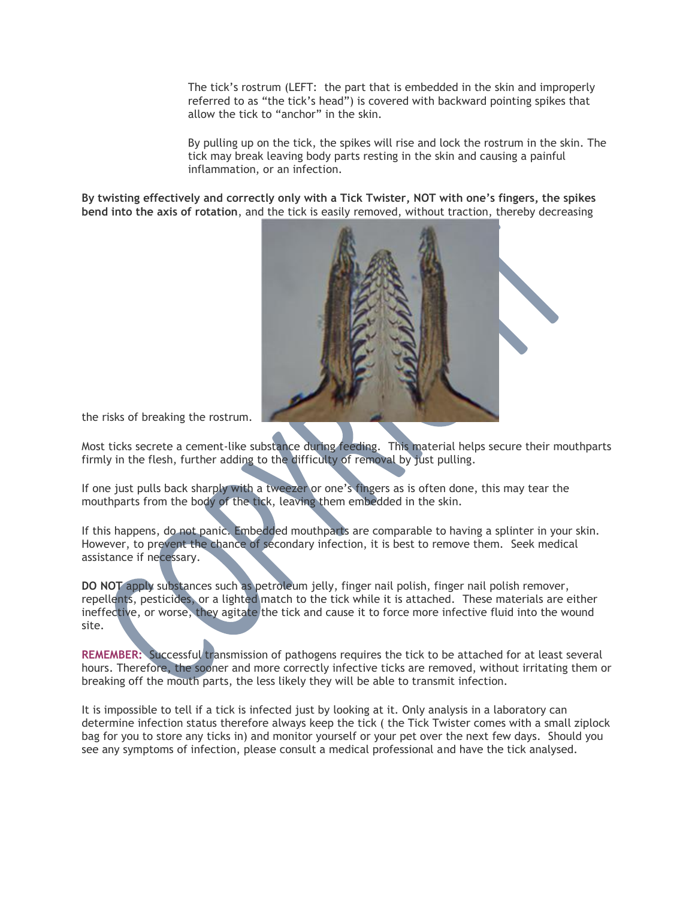The tick's rostrum (LEFT: the part that is embedded in the skin and improperly referred to as "the tick's head") is covered with backward pointing spikes that allow the tick to "anchor" in the skin.

By pulling up on the tick, the spikes will rise and lock the rostrum in the skin. The tick may break leaving body parts resting in the skin and causing a painful inflammation, or an infection.

**By twisting effectively and correctly only with a Tick Twister, NOT with one's fingers, the spikes bend into the axis of rotation**, and the tick is easily removed, without traction, thereby decreasing the risks of breaking the rostrum.

Most ticks secrete a cement-like substance during feeding. This material helps secure their mouthparts firmly in the flesh, further adding to the difficulty of removal by just pulling.

If one just pulls back sharply with a tweezer or one's fingers as is often done, this may tear the mouthparts from the body of the tick, leaving them embedded in the skin.

If this happens, do not panic. Embedded mouthparts are comparable to having a splinter in your skin. However, to prevent the chance of secondary infection, it is best to remove them. Seek medical assistance if necessary.

**DO NOT** apply substances such as petroleum jelly, finger nail polish, finger nail polish remover, repellents, pesticides, or a lighted match to the tick while it is attached. These materials are either ineffective, or worse, they agitate the tick and cause it to force more infective fluid into the wound site.

**REMEMBER:** Successful transmission of pathogens requires the tick to be attached for at least several hours. Therefore, the sooner and more correctly infective ticks are removed, without irritating them or breaking off the mouth parts, the less likely they will be able to transmit infection.

It is impossible to tell if a tick is infected just by looking at it. Only analysis in a laboratory can determine infection status therefore always keep the tick ( the Tick Twister comes with a small ziplock bag for you to store any ticks in) and monitor yourself or your pet over the next few days. Should you see any symptoms of infection, please consult a medical professional and have the tick analysed.